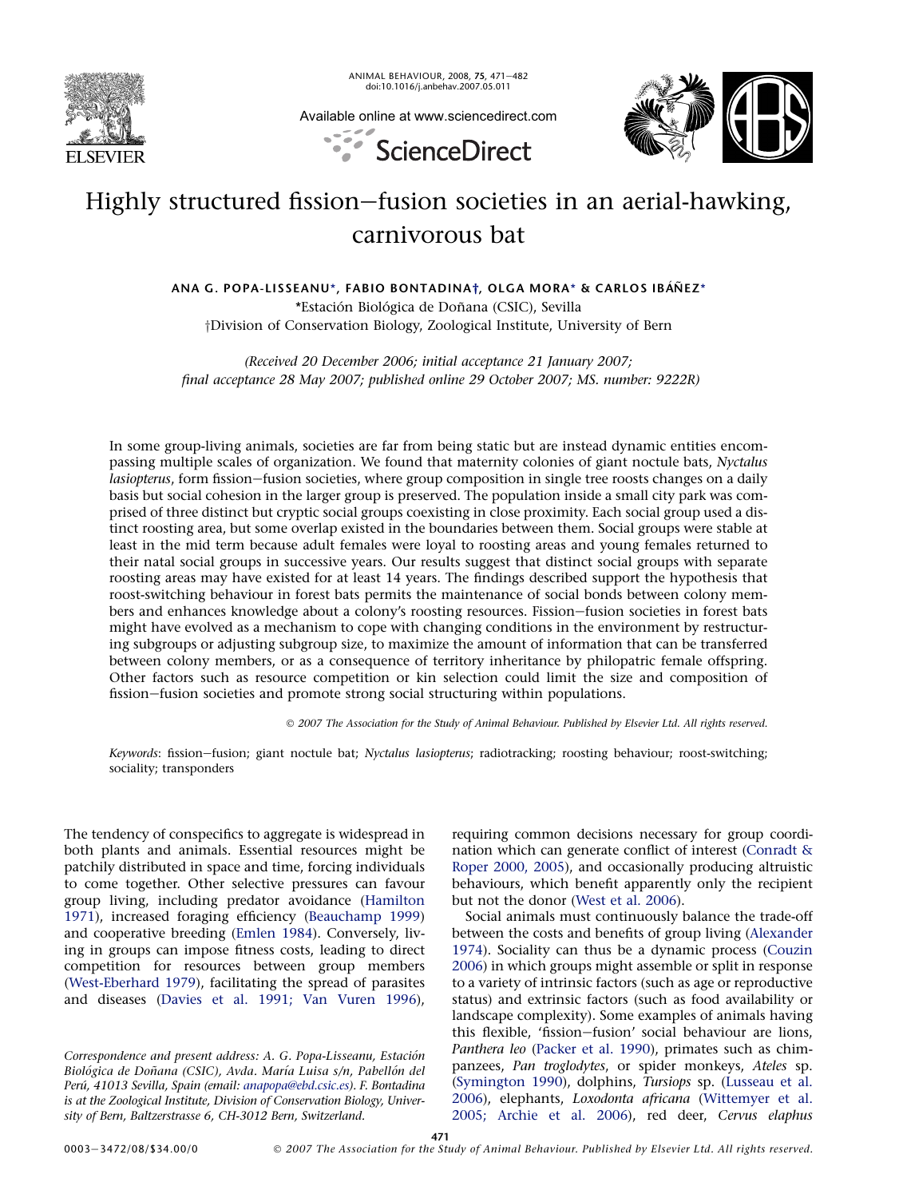# Highly structured fission–fusion societies in an aerial-hawking, carnivorous bat

ANA G. POPA-LISSEANU*, FABIO BONTADINA†, OLGA MORA* & CARLOS IBÁÑEZ*

*Estación Biológica de Doñana (CSIC), Sevilla

†Division of Conservation Biology, Zoological Institute, University of Bern

*(Received 20 December 2006; initial acceptance 21 January 2007; final acceptance 28 May 2007; published online 29 October 2007; MS. number: 9222R)*

In some group-living animals, societies are far from being static but are instead dynamic entities encompassing multiple scales of organization. We found that maternity colonies of giant noctule bats, *Nyctalus lasiopterus*, form fission–fusion societies, where group composition in single tree roosts changes on a daily basis but social cohesion in the larger group is preserved. The population inside a small city park was comprised of three distinct but cryptic social groups coexisting in close proximity. Each social group used a distinct roosting area, but some overlap existed in the boundaries between them. Social groups were stable at least in the mid term because adult females were loyal to roosting areas and young females returned to their natal social groups in successive years. Our results suggest that distinct social groups with separate roosting areas may have existed for at least 14 years. The findings described support the hypothesis that roost-switching behaviour in forest bats permits the maintenance of social bonds between colony members and enhances knowledge about a colony's roosting resources. Fission–fusion societies in forest bats might have evolved as a mechanism to cope with changing conditions in the environment by restructuring subgroups or adjusting subgroup size, to maximize the amount of information that can be transferred between colony members, or as a consequence of territory inheritance by philopatric female offspring. Other factors such as resource competition or kin selection could limit the size and composition of fission–fusion societies and promote strong social structuring within populations.

© 2007 The Association for the Study of Animal Behaviour. Published by Elsevier Ltd. All rights reserved.

*Keywords*: fission–fusion; giant noctule bat; *Nyctalus lasiopterus*; radiotracking; roosting behaviour; roost-switching; sociality; transponders

The tendency of conspecifics to aggregate is widespread in both plants and animals. Essential resources might be patchily distributed in space and time, forcing individuals to come together. Other selective pressures can favour group living, including predator avoidance (Hamilton 1971), increased foraging efficiency (Beauchamp 1999) and cooperative breeding (Emlen 1984). Conversely, living in groups can impose fitness costs, leading to direct competition for resources between group members (West-Eberhard 1979), facilitating the spread of parasites and diseases (Davies et al. 1991; Van Vuren 1996), requiring common decisions necessary for group coordination which can generate conflict of interest (Conradt & Roper 2000, 2005), and occasionally producing altruistic behaviours, which benefit apparently only the recipient but not the donor (West et al. 2006).

Social animals must continuously balance the trade-off between the costs and benefits of group living (Alexander 1974). Sociality can thus be a dynamic process (Couzin 2006) in which groups might assemble or split in response to a variety of intrinsic factors (such as age or reproductive status) and extrinsic factors (such as food availability or landscape complexity). Some examples of animals having this flexible, 'fission–fusion' social behaviour are lions, *Panthera leo* (Packer et al. 1990), primates such as chimpanzees, *Pan troglodytes*, or spider monkeys, *Ateles* sp. (Symington 1990), dolphins, *Tursiops* sp. (Lusseau et al. 2006), elephants, *Loxodonta africana* (Wittemyer et al. 2005; Archie et al. 2006), red deer, *Cervus elaphus*

Correspondence and present address: A. G. Popa-Lisseanu, Estación Biológica de Doñana (CSIC), Avda. María Luisa s/n, Pabellón del Perú, 41013 Sevilla, Spain (email: anapopa@ebd.csic.es). F. Bontadina is at the Zoological Institute, Division of Conservation Biology, University of Bern, Baltzerstrasse 6, CH-3012 Bern, Switzerland.

0003–3472/08/$34.00/0 © 2007 The Association for the Study of Animal Behaviour. Published by Elsevier Ltd. All rights reserved.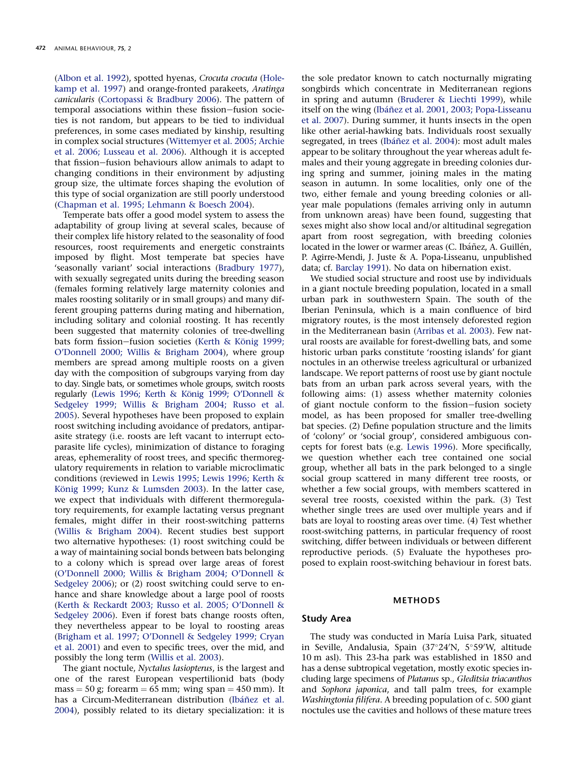(Albon et al. 1992), spotted hyenas, *Crocuta crocuta* (Holekamp et al. 1997) and orange-fronted parakeets, *Aratinga canicularis* (Cortopassi & Bradbury 2006). The pattern of temporal associations within these fission–fusion societies is not random, but appears to be tied to individual preferences, in some cases mediated by kinship, resulting in complex social structures (Wittemyer et al. 2005; Archie et al. 2006; Lusseau et al. 2006). Although it is accepted that fission–fusion behaviours allow animals to adapt to changing conditions in their environment by adjusting group size, the ultimate forces shaping the evolution of this type of social organization are still poorly understood (Chapman et al. 1995; Lehmann & Boesch 2004).

Temperate bats offer a good model system to assess the adaptability of group living at several scales, because of their complex life history related to the seasonality of food resources, roost requirements and energetic constraints imposed by flight. Most temperate bat species have 'seasonally variant' social interactions (Bradbury 1977), with sexually segregated units during the breeding season (females forming relatively large maternity colonies and males roosting solitarily or in small groups) and many different grouping patterns during mating and hibernation, including solitary and colonial roosting. It has recently been suggested that maternity colonies of tree-dwelling bats form fission–fusion societies (Kerth & König 1999; O'Donnell 2000; Willis & Brigham 2004), where group members are spread among multiple roosts on a given day with the composition of subgroups varying from day to day. Single bats, or sometimes whole groups, switch roosts regularly (Lewis 1996; Kerth & König 1999; O'Donnell & Sedgeley 1999; Willis & Brigham 2004; Russo et al. 2005). Several hypotheses have been proposed to explain roost switching including avoidance of predators, antiparasite strategy (i.e. roosts are left vacant to interrupt ectoparasite life cycles), minimization of distance to foraging areas, ephemerality of roost trees, and specific thermoregulatory requirements in relation to variable microclimatic conditions (reviewed in Lewis 1995; Lewis 1996; Kerth & König 1999; Kunz & Lumsden 2003). In the latter case, we expect that individuals with different thermoregulatory requirements, for example lactating versus pregnant females, might differ in their roost-switching patterns (Willis & Brigham 2004). Recent studies best support two alternative hypotheses: (1) roost switching could be a way of maintaining social bonds between bats belonging to a colony which is spread over large areas of forest (O'Donnell 2000; Willis & Brigham 2004; O'Donnell & Sedgeley 2006); or (2) roost switching could serve to enhance and share knowledge about a large pool of roosts (Kerth & Reckardt 2003; Russo et al. 2005; O'Donnell & Sedgeley 2006). Even if forest bats change roosts often, they nevertheless appear to be loyal to roosting areas (Brigham et al. 1997; O'Donnell & Sedgeley 1999; Cryan et al. 2001) and even to specific trees, over the mid, and possibly the long term (Willis et al. 2003).

The giant noctule, *Nyctalus lasiopterus*, is the largest and one of the rarest European vespertilionid bats (body mass = 50 g; forearm = 65 mm; wing span = 450 mm). It has a Circum-Mediterranean distribution (Ibáñez et al. 2004), possibly related to its dietary specialization: it is the sole predator known to catch nocturnally migrating songbirds which concentrate in Mediterranean regions in spring and autumn (Bruderer & Liechti 1999), while itself on the wing (Ibáñez et al. 2001, 2003; Popa-Lisseanu et al. 2007). During summer, it hunts insects in the open like other aerial-hawking bats. Individuals roost sexually segregated, in trees (Ibáñez et al. 2004): most adult males appear to be solitary throughout the year whereas adult females and their young aggregate in breeding colonies during spring and summer, joining males in the mating season in autumn. In some localities, only one of the two, either female and young breeding colonies or all-year male populations (females arriving only in autumn from unknown areas) have been found, suggesting that sexes might also show local and/or altitudinal segregation apart from roost segregation, with breeding colonies located in the lower or warmer areas (C. Ibáñez, A. Guillén, P. Agirre-Mendi, J. Juste & A. Popa-Lisseanu, unpublished data; cf. Barclay 1991). No data on hibernation exist.

We studied social structure and roost use by individuals in a giant noctule breeding population, located in a small urban park in southwestern Spain. The south of the Iberian Peninsula, which is a main confluence of bird migratory routes, is the most intensely deforested region in the Mediterranean basin (Arribas et al. 2003). Few natural roosts are available for forest-dwelling bats, and some historic urban parks constitute 'roosting islands' for giant noctules in an otherwise treeless agricultural or urbanized landscape. We report patterns of roost use by giant noctule bats from an urban park across several years, with the following aims: (1) assess whether maternity colonies of giant noctule conform to the fission–fusion society model, as has been proposed for smaller tree-dwelling bat species. (2) Define population structure and the limits of 'colony' or 'social group', considered ambiguous concepts for forest bats (e.g. Lewis 1996). More specifically, we question whether each tree contained one social group, whether all bats in the park belonged to a single social group scattered in many different tree roosts, or whether a few social groups, with members scattered in several tree roosts, coexisted within the park. (3) Test whether single trees are used over multiple years and if bats are loyal to roosting areas over time. (4) Test whether roost-switching patterns, in particular frequency of roost switching, differ between individuals or between different reproductive periods. (5) Evaluate the hypotheses proposed to explain roost-switching behaviour in forest bats.

## METHODS

### Study Area

The study was conducted in María Luisa Park, situated in Seville, Andalusia, Spain (37°24′N, 5°59′W, altitude 10 m asl). This 23-ha park was established in 1850 and has a dense subtropical vegetation, mostly exotic species including large specimens of *Platanus* sp., *Gleditsia triacanthos* and *Sophora japonica*, and tall palm trees, for example *Washingtonia filifera*. A breeding population of c. 500 giant noctules use the cavities and hollows of these mature trees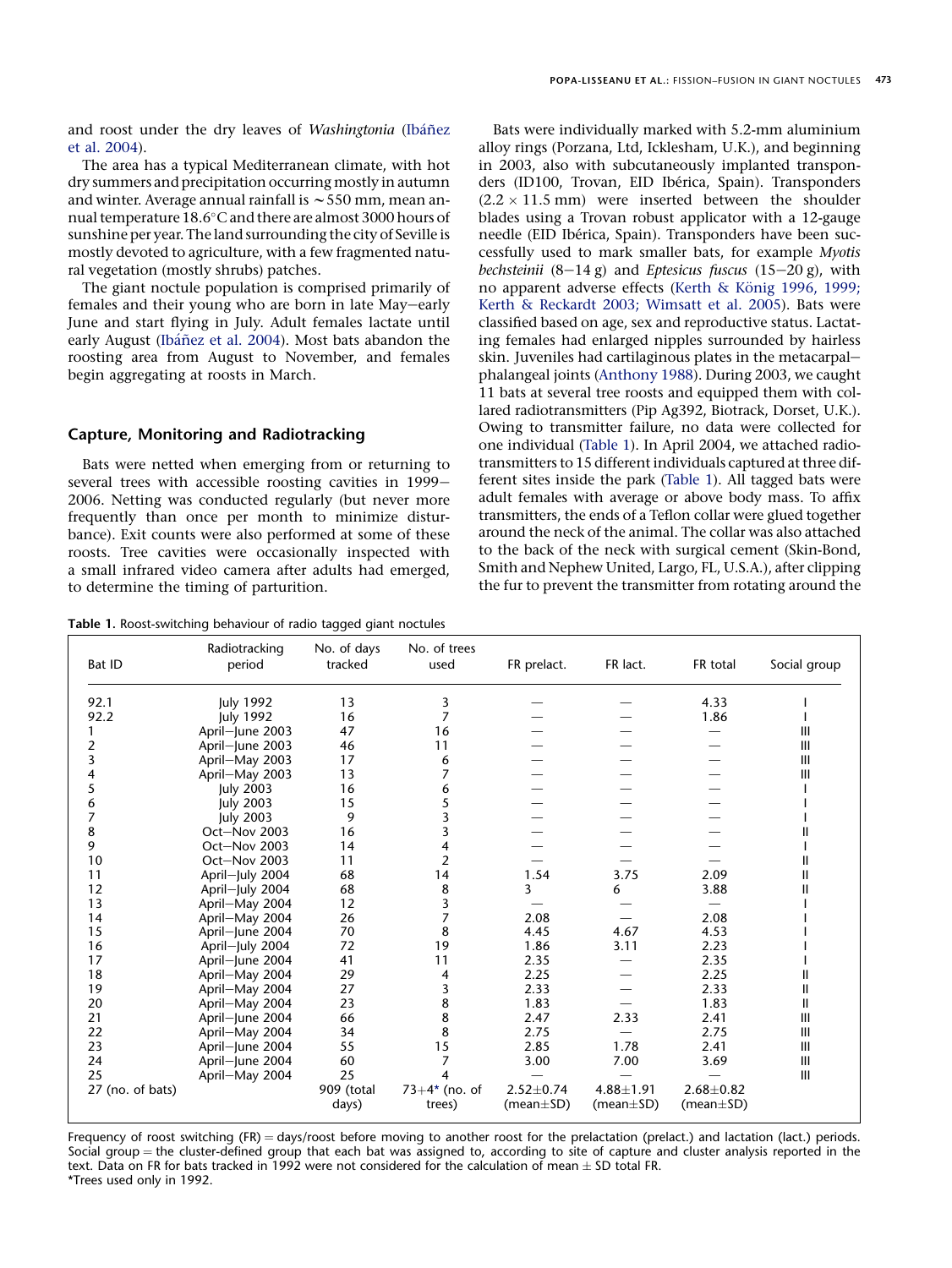and roost under the dry leaves of *Washingtonia* (Ibáñez et al. 2004).

The area has a typical Mediterranean climate, with hot dry summers and precipitation occurring mostly in autumn and winter. Average annual rainfall is ~550 mm, mean annual temperature 18.6°C and there are almost 3000 hours of sunshine per year. The land surrounding the city of Seville is mostly devoted to agriculture, with a few fragmented natural vegetation (mostly shrubs) patches.

The giant noctule population is comprised primarily of females and their young who are born in late May–early June and start flying in July. Adult females lactate until early August (Ibáñez et al. 2004). Most bats abandon the roosting area from August to November, and females begin aggregating at roosts in March.

## Capture, Monitoring and Radiotracking

Bats were netted when emerging from or returning to several trees with accessible roosting cavities in 1999–2006. Netting was conducted regularly (but never more frequently than once per month to minimize disturbance). Exit counts were also performed at some of these roosts. Tree cavities were occasionally inspected with a small infrared video camera after adults had emerged, to determine the timing of parturition.

Bats were individually marked with 5.2-mm aluminium alloy rings (Porzana, Ltd, Icklesham, U.K.), and beginning in 2003, also with subcutaneously implanted transponders (ID100, Trovan, EID Ibérica, Spain). Transponders ($2.2 \times 11.5$ mm) were inserted between the shoulder blades using a Trovan robust applicator with a 12-gauge needle (EID Ibérica, Spain). Transponders have been successfully used to mark smaller bats, for example *Myotis bechsteinii* (8–14 g) and *Eptesicus fuscus* (15–20 g), with no apparent adverse effects (Kerth & König 1996, 1999; Kerth & Reckardt 2003; Wimsatt et al. 2005). Bats were classified based on age, sex and reproductive status. Lactating females had enlarged nipples surrounded by hairless skin. Juveniles had cartilaginous plates in the metacarpal–phalangeal joints (Anthony 1988). During 2003, we caught 11 bats at several tree roosts and equipped them with collared radiotransmitters (Pip Ag392, Biotrack, Dorset, U.K.). Owing to transmitter failure, no data were collected for one individual (Table 1). In April 2004, we attached radiotransmitters to 15 different individuals captured at three different sites inside the park (Table 1). All tagged bats were adult females with average or above body mass. To affix transmitters, the ends of a Teflon collar were glued together around the neck of the animal. The collar was also attached to the back of the neck with surgical cement (Skin-Bond, Smith and Nephew United, Largo, FL, U.S.A.), after clipping the fur to prevent the transmitter from rotating around the

**Table 1.** Roost-switching behaviour of radio tagged giant noctules

| Bat ID | Radiotracking period | No. of days tracked | No. of trees used | FR prelact. | FR lact. | FR total | Social group |
|---|---|---|---|---|---|---|---|
| 92.1 | July 1992 | 13 | 3 | — | — | 4.33 | I |
| 92.2 | July 1992 | 16 | 7 | — | — | 1.86 | I |
| 1 | April–June 2003 | 47 | 16 | — | — | — | III |
| 2 | April–June 2003 | 46 | 11 | — | — | — | III |
| 3 | April–May 2003 | 17 | 6 | — | — | — | III |
| 4 | April–May 2003 | 13 | 7 | — | — | — | III |
| 5 | July 2003 | 16 | 6 | — | — | — | I |
| 6 | July 2003 | 15 | 5 | — | — | — | I |
| 7 | July 2003 | 9 | 3 | — | — | — | I |
| 8 | Oct–Nov 2003 | 16 | 3 | — | — | — | II |
| 9 | Oct–Nov 2003 | 14 | 4 | — | — | — | I |
| 10 | Oct–Nov 2003 | 11 | 2 | — | — | — | II |
| 11 | April–July 2004 | 68 | 14 | 1.54 | 3.75 | 2.09 | II |
| 12 | April–July 2004 | 68 | 8 | 3 | 6 | 3.88 | II |
| 13 | April–May 2004 | 12 | 3 | — | — | — | I |
| 14 | April–May 2004 | 26 | 7 | 2.08 | — | 2.08 | I |
| 15 | April–June 2004 | 70 | 8 | 4.45 | 4.67 | 4.53 | I |
| 16 | April–July 2004 | 72 | 19 | 1.86 | 3.11 | 2.23 | I |
| 17 | April–June 2004 | 41 | 11 | 2.35 | — | 2.35 | I |
| 18 | April–May 2004 | 29 | 4 | 2.25 | — | 2.25 | II |
| 19 | April–May 2004 | 27 | 3 | 2.33 | — | 2.33 | II |
| 20 | April–May 2004 | 23 | 8 | 1.83 | — | 1.83 | II |
| 21 | April–June 2004 | 66 | 8 | 2.47 | 2.33 | 2.41 | III |
| 22 | April–May 2004 | 34 | 8 | 2.75 | — | 2.75 | III |
| 23 | April–June 2004 | 55 | 15 | 2.85 | 1.78 | 2.41 | III |
| 24 | April–June 2004 | 60 | 7 | 3.00 | 7.00 | 3.69 | III |
| 25 | April–May 2004 | 25 | 4 | — | — | — | III |
| 27 (no. of bats) | | 909 (total days) | 73+4* (no. of trees) | 2.52±0.74 (mean±SD) | 4.88±1.91 (mean±SD) | 2.68±0.82 (mean±SD) | |

Frequency of roost switching (FR) = days/roost before moving to another roost for the prelactation (prelact.) and lactation (lact.) periods. Social group = the cluster-defined group that each bat was assigned to, according to site of capture and cluster analysis reported in the text. Data on FR for bats tracked in 1992 were not considered for the calculation of mean ± SD total FR.
*Trees used only in 1992.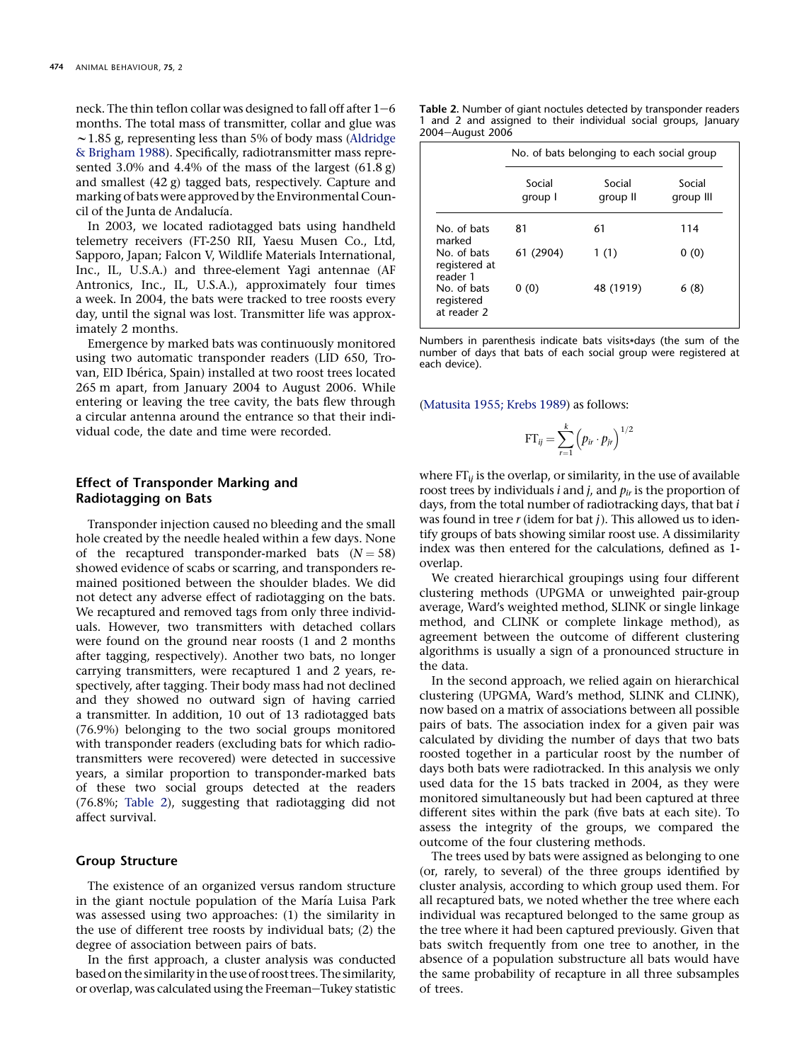neck. The thin teflon collar was designed to fall off after 1–6 months. The total mass of transmitter, collar and glue was ~1.85 g, representing less than 5% of body mass (Aldridge & Brigham 1988). Specifically, radiotransmitter mass represented 3.0% and 4.4% of the mass of the largest (61.8 g) and smallest (42 g) tagged bats, respectively. Capture and marking of bats were approved by the Environmental Council of the Junta de Andalucía.

In 2003, we located radiotagged bats using handheld telemetry receivers (FT-250 RII, Yaesu Musen Co., Ltd, Sapporo, Japan; Falcon V, Wildlife Materials International, Inc., IL, U.S.A.) and three-element Yagi antennae (AF Antronics, Inc., IL, U.S.A.), approximately four times a week. In 2004, the bats were tracked to tree roosts every day, until the signal was lost. Transmitter life was approximately 2 months.

Emergence by marked bats was continuously monitored using two automatic transponder readers (LID 650, Trovan, EID Ibérica, Spain) installed at two roost trees located 265 m apart, from January 2004 to August 2006. While entering or leaving the tree cavity, the bats flew through a circular antenna around the entrance so that their individual code, the date and time were recorded.

## Effect of Transponder Marking and Radiotagging on Bats

Transponder injection caused no bleeding and the small hole created by the needle healed within a few days. None of the recaptured transponder-marked bats ($N = 58$) showed evidence of scabs or scarring, and transponders remained positioned between the shoulder blades. We did not detect any adverse effect of radiotagging on the bats. We recaptured and removed tags from only three individuals. However, two transmitters with detached collars were found on the ground near roosts (1 and 2 months after tagging, respectively). Another two bats, no longer carrying transmitters, were recaptured 1 and 2 years, respectively, after tagging. Their body mass had not declined and they showed no outward sign of having carried a transmitter. In addition, 10 out of 13 radiotagged bats (76.9%) belonging to the two social groups monitored with transponder readers (excluding bats for which radiotransmitters were recovered) were detected in successive years, a similar proportion to transponder-marked bats of these two social groups detected at the readers (76.8%; Table 2), suggesting that radiotagging did not affect survival.

## Group Structure

The existence of an organized versus random structure in the giant noctule population of the María Luisa Park was assessed using two approaches: (1) the similarity in the use of different tree roosts by individual bats; (2) the degree of association between pairs of bats.

In the first approach, a cluster analysis was conducted based on the similarity in the use of roost trees. The similarity, or overlap, was calculated using the Freeman–Tukey statistic (Matusita 1955; Krebs 1989) as follows:

$$\mathrm{FT}_{ij} = \sum_{r=1}^{k} \left( p_{ir} \cdot p_{jr} \right)^{1/2}$$

where $\mathrm{FT}_{ij}$ is the overlap, or similarity, in the use of available roost trees by individuals $i$ and $j$, and $p_{ir}$ is the proportion of days, from the total number of radiotracking days, that bat $i$ was found in tree $r$ (idem for bat $j$). This allowed us to identify groups of bats showing similar roost use. A dissimilarity index was then entered for the calculations, defined as 1-overlap.

We created hierarchical groupings using four different clustering methods (UPGMA or unweighted pair-group average, Ward's weighted method, SLINK or single linkage method, and CLINK or complete linkage method), as agreement between the outcome of different clustering algorithms is usually a sign of a pronounced structure in the data.

In the second approach, we relied again on hierarchical clustering (UPGMA, Ward's method, SLINK and CLINK), now based on a matrix of associations between all possible pairs of bats. The association index for a given pair was calculated by dividing the number of days that two bats roosted together in a particular roost by the number of days both bats were radiotracked. In this analysis we only used data for the 15 bats tracked in 2004, as they were monitored simultaneously but had been captured at three different sites within the park (five bats at each site). To assess the integrity of the groups, we compared the outcome of the four clustering methods.

The trees used by bats were assigned as belonging to one (or, rarely, to several) of the three groups identified by cluster analysis, according to which group used them. For all recaptured bats, we noted whether the tree where each individual was recaptured belonged to the same group as the tree where it had been captured previously. Given that bats switch frequently from one tree to another, in the absence of a population substructure all bats would have the same probability of recapture in all three subsamples of trees.

**Table 2.** Number of giant noctules detected by transponder readers 1 and 2 and assigned to their individual social groups, January 2004–August 2006

| | No. of bats belonging to each social group | | |
|---|---|---|---|
| | Social group I | Social group II | Social group III |
| No. of bats marked | 81 | 61 | 114 |
| No. of bats registered at reader 1 | 61 (2904) | 1 (1) | 0 (0) |
| No. of bats registered at reader 2 | 0 (0) | 48 (1919) | 6 (8) |

Numbers in parenthesis indicate bats visits*days (the sum of the number of days that bats of each social group were registered at each device).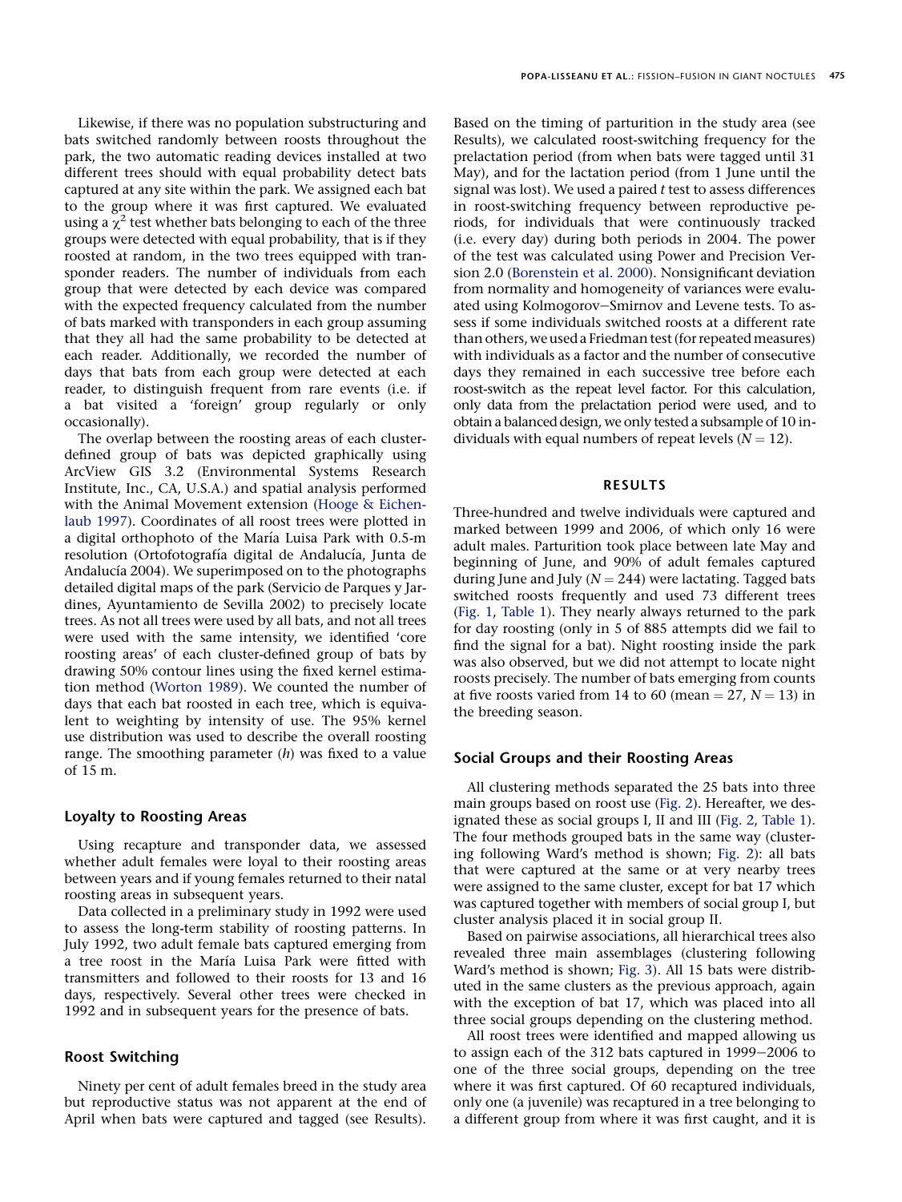Likewise, if there was no population substructuring and bats switched randomly between roosts throughout the park, the two automatic reading devices installed at two different trees should with equal probability detect bats captured at any site within the park. We assigned each bat to the group where it was first captured. We evaluated using a $\chi^2$ test whether bats belonging to each of the three groups were detected with equal probability, that is if they roosted at random, in the two trees equipped with transponder readers. The number of individuals from each group that were detected by each device was compared with the expected frequency calculated from the number of bats marked with transponders in each group assuming that they all had the same probability to be detected at each reader. Additionally, we recorded the number of days that bats from each group were detected at each reader, to distinguish frequent from rare events (i.e. if a bat visited a 'foreign' group regularly or only occasionally).

The overlap between the roosting areas of each cluster-defined group of bats was depicted graphically using ArcView GIS 3.2 (Environmental Systems Research Institute, Inc., CA, U.S.A.) and spatial analysis performed with the Animal Movement extension (Hooge & Eichenlaub 1997). Coordinates of all roost trees were plotted in a digital orthophoto of the María Luisa Park with 0.5-m resolution (Ortofotografía digital de Andalucía, Junta de Andalucía 2004). We superimposed on to the photographs detailed digital maps of the park (Servicio de Parques y Jardines, Ayuntamiento de Sevilla 2002) to precisely locate trees. As not all trees were used by all bats, and not all trees were used with the same intensity, we identified 'core roosting areas' of each cluster-defined group of bats by drawing 50% contour lines using the fixed kernel estimation method (Worton 1989). We counted the number of days that each bat roosted in each tree, which is equivalent to weighting by intensity of use. The 95% kernel use distribution was used to describe the overall roosting range. The smoothing parameter ($h$) was fixed to a value of 15 m.

### Loyalty to Roosting Areas

Using recapture and transponder data, we assessed whether adult females were loyal to their roosting areas between years and if young females returned to their natal roosting areas in subsequent years.

Data collected in a preliminary study in 1992 were used to assess the long-term stability of roosting patterns. In July 1992, two adult female bats captured emerging from a tree roost in the María Luisa Park were fitted with transmitters and followed to their roosts for 13 and 16 days, respectively. Several other trees were checked in 1992 and in subsequent years for the presence of bats.

### Roost Switching

Ninety per cent of adult females breed in the study area but reproductive status was not apparent at the end of April when bats were captured and tagged (see Results). Based on the timing of parturition in the study area (see Results), we calculated roost-switching frequency for the prelactation period (from when bats were tagged until 31 May), and for the lactation period (from 1 June until the signal was lost). We used a paired $t$ test to assess differences in roost-switching frequency between reproductive periods, for individuals that were continuously tracked (i.e. every day) during both periods in 2004. The power of the test was calculated using Power and Precision Version 2.0 (Borenstein et al. 2000). Nonsignificant deviation from normality and homogeneity of variances were evaluated using Kolmogorov–Smirnov and Levene tests. To assess if some individuals switched roosts at a different rate than others, we used a Friedman test (for repeated measures) with individuals as a factor and the number of consecutive days they remained in each successive tree before each roost-switch as the repeat level factor. For this calculation, only data from the prelactation period were used, and to obtain a balanced design, we only tested a subsample of 10 individuals with equal numbers of repeat levels ($N = 12$).

## RESULTS

Three-hundred and twelve individuals were captured and marked between 1999 and 2006, of which only 16 were adult males. Parturition took place between late May and beginning of June, and 90% of adult females captured during June and July ($N = 244$) were lactating. Tagged bats switched roosts frequently and used 73 different trees (Fig. 1, Table 1). They nearly always returned to the park for day roosting (only in 5 of 885 attempts did we fail to find the signal for a bat). Night roosting inside the park was also observed, but we did not attempt to locate night roosts precisely. The number of bats emerging from counts at five roosts varied from 14 to 60 (mean = 27, $N = 13$) in the breeding season.

### Social Groups and their Roosting Areas

All clustering methods separated the 25 bats into three main groups based on roost use (Fig. 2). Hereafter, we designated these as social groups I, II and III (Fig. 2, Table 1). The four methods grouped bats in the same way (clustering following Ward's method is shown; Fig. 2): all bats that were captured at the same or at very nearby trees were assigned to the same cluster, except for bat 17 which was captured together with members of social group I, but cluster analysis placed it in social group II.

Based on pairwise associations, all hierarchical trees also revealed three main assemblages (clustering following Ward's method is shown; Fig. 3). All 15 bats were distributed in the same clusters as the previous approach, again with the exception of bat 17, which was placed into all three social groups depending on the clustering method.

All roost trees were identified and mapped allowing us to assign each of the 312 bats captured in 1999–2006 to one of the three social groups, depending on the tree where it was first captured. Of 60 recaptured individuals, only one (a juvenile) was recaptured in a tree belonging to a different group from where it was first caught, and it is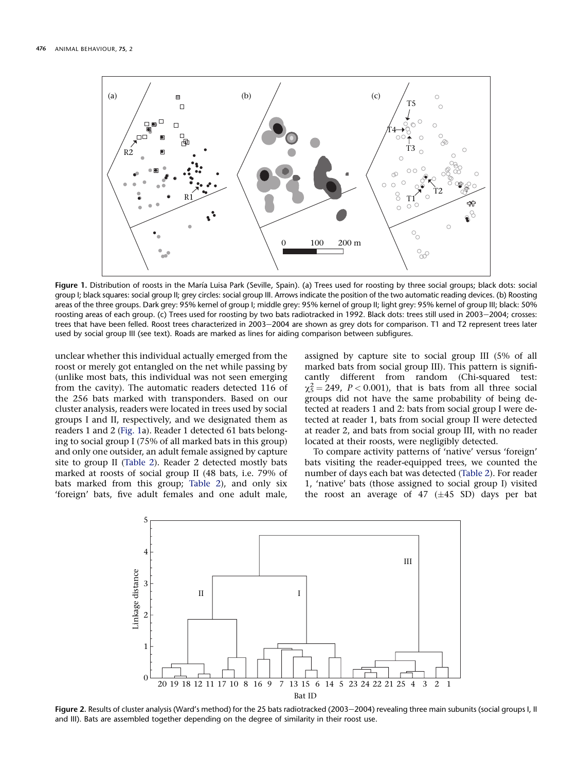**Figure 1.** Distribution of roosts in the María Luisa Park (Seville, Spain). (a) Trees used for roosting by three social groups; black dots: social group I; black squares: social group II; grey circles: social group III. Arrows indicate the position of the two automatic reading devices. (b) Roosting areas of the three groups. Dark grey: 95% kernel of group I; middle grey: 95% kernel of group II; light grey: 95% kernel of group III; black: 50% roosting areas of each group. (c) Trees used for roosting by two bats radiotracked in 1992. Black dots: trees still used in 2003–2004; crosses: trees that have been felled. Roost trees characterized in 2003–2004 are shown as grey dots for comparison. T1 and T2 represent trees later used by social group III (see text). Roads are marked as lines for aiding comparison between subfigures.

unclear whether this individual actually emerged from the roost or merely got entangled on the net while passing by (unlike most bats, this individual was not seen emerging from the cavity). The automatic readers detected 116 of the 256 bats marked with transponders. Based on our cluster analysis, readers were located in trees used by social groups I and II, respectively, and we designated them as readers 1 and 2 (Fig. 1a). Reader 1 detected 61 bats belonging to social group I (75% of all marked bats in this group) and only one outsider, an adult female assigned by capture site to group II (Table 2). Reader 2 detected mostly bats marked at roosts of social group II (48 bats, i.e. 79% of bats marked from this group; Table 2), and only six 'foreign' bats, five adult females and one adult male, assigned by capture site to social group III (5% of all marked bats from social group III). This pattern is significantly different from random (Chi-squared test: $\chi^2_5 = 249$, $P < 0.001$), that is bats from all three social groups did not have the same probability of being detected at readers 1 and 2: bats from social group I were detected at reader 1, bats from social group II were detected at reader 2, and bats from social group III, with no reader located at their roosts, were negligibly detected.

To compare activity patterns of 'native' versus 'foreign' bats visiting the reader-equipped trees, we counted the number of days each bat was detected (Table 2). For reader 1, 'native' bats (those assigned to social group I) visited the roost an average of 47 ($\pm$45 SD) days per bat

**Figure 2.** Results of cluster analysis (Ward's method) for the 25 bats radiotracked (2003–2004) revealing three main subunits (social groups I, II and III). Bats are assembled together depending on the degree of similarity in their roost use.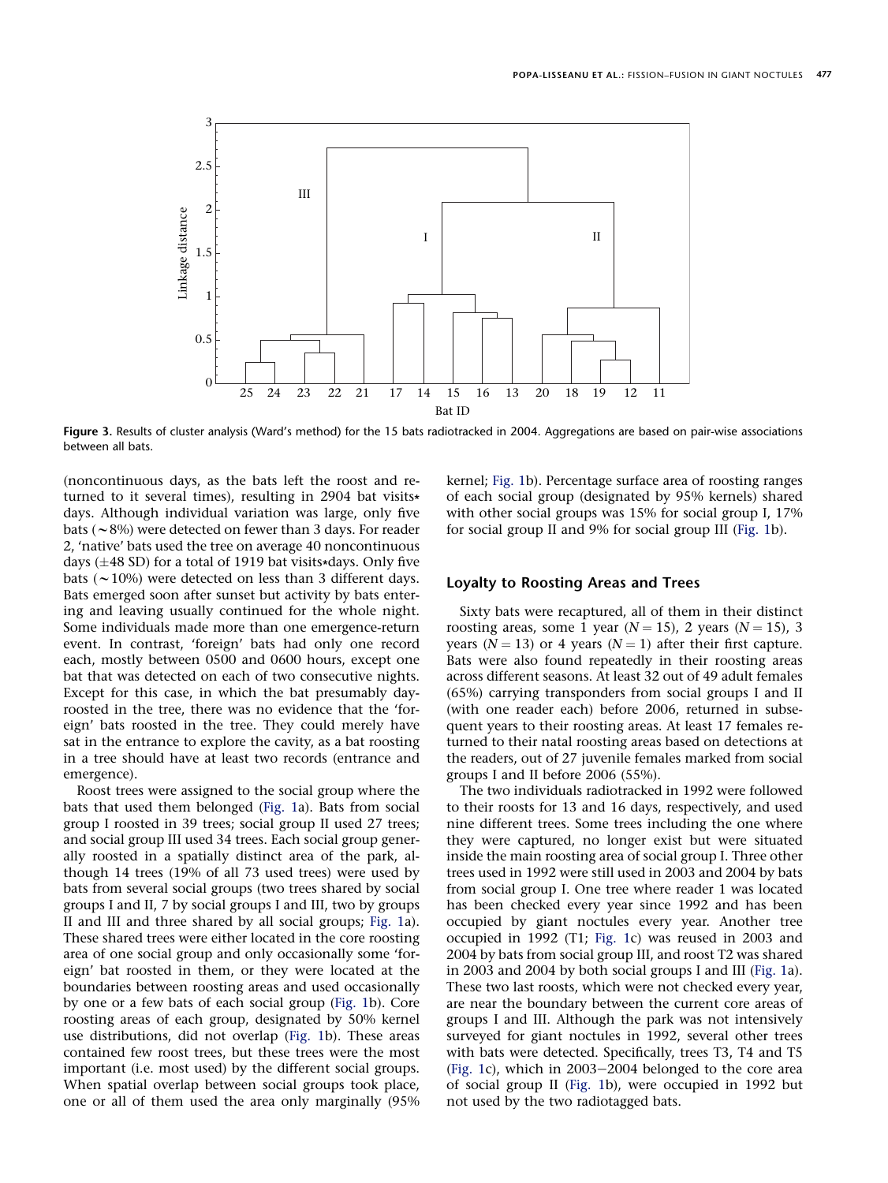Figure 3. Results of cluster analysis (Ward's method) for the 15 bats radiotracked in 2004. Aggregations are based on pair-wise associations between all bats.

(noncontinuous days, as the bats left the roost and returned to it several times), resulting in 2904 bat visits*days. Although individual variation was large, only five bats (~8%) were detected on fewer than 3 days. For reader 2, 'native' bats used the tree on average 40 noncontinuous days (±48 SD) for a total of 1919 bat visits*days. Only five bats (~10%) were detected on less than 3 different days. Bats emerged soon after sunset but activity by bats entering and leaving usually continued for the whole night. Some individuals made more than one emergence-return event. In contrast, 'foreign' bats had only one record each, mostly between 0500 and 0600 hours, except one bat that was detected on each of two consecutive nights. Except for this case, in which the bat presumably day-roosted in the tree, there was no evidence that the 'foreign' bats roosted in the tree. They could merely have sat in the entrance to explore the cavity, as a bat roosting in a tree should have at least two records (entrance and emergence).

Roost trees were assigned to the social group where the bats that used them belonged (Fig. 1a). Bats from social group I roosted in 39 trees; social group II used 27 trees; and social group III used 34 trees. Each social group generally roosted in a spatially distinct area of the park, although 14 trees (19% of all 73 used trees) were used by bats from several social groups (two trees shared by social groups I and II, 7 by social groups I and III, two by groups II and III and three shared by all social groups; Fig. 1a). These shared trees were either located in the core roosting area of one social group and only occasionally some 'foreign' bat roosted in them, or they were located at the boundaries between roosting areas and used occasionally by one or a few bats of each social group (Fig. 1b). Core roosting areas of each group, designated by 50% kernel use distributions, did not overlap (Fig. 1b). These areas contained few roost trees, but these trees were the most important (i.e. most used) by the different social groups. When spatial overlap between social groups took place, one or all of them used the area only marginally (95% kernel; Fig. 1b). Percentage surface area of roosting ranges of each social group (designated by 95% kernels) shared with other social groups was 15% for social group I, 17% for social group II and 9% for social group III (Fig. 1b).

## Loyalty to Roosting Areas and Trees

Sixty bats were recaptured, all of them in their distinct roosting areas, some 1 year ($N = 15$), 2 years ($N = 15$), 3 years ($N = 13$) or 4 years ($N = 1$) after their first capture. Bats were also found repeatedly in their roosting areas across different seasons. At least 32 out of 49 adult females (65%) carrying transponders from social groups I and II (with one reader each) before 2006, returned in subsequent years to their roosting areas. At least 17 females returned to their natal roosting areas based on detections at the readers, out of 27 juvenile females marked from social groups I and II before 2006 (55%).

The two individuals radiotracked in 1992 were followed to their roosts for 13 and 16 days, respectively, and used nine different trees. Some trees including the one where they were captured, no longer exist but were situated inside the main roosting area of social group I. Three other trees used in 1992 were still used in 2003 and 2004 by bats from social group I. One tree where reader 1 was located has been checked every year since 1992 and has been occupied by giant noctules every year. Another tree occupied in 1992 (T1; Fig. 1c) was reused in 2003 and 2004 by bats from social group III, and roost T2 was shared in 2003 and 2004 by both social groups I and III (Fig. 1a). These two last roosts, which were not checked every year, are near the boundary between the current core areas of groups I and III. Although the park was not intensively surveyed for giant noctules in 1992, several other trees with bats were detected. Specifically, trees T3, T4 and T5 (Fig. 1c), which in 2003–2004 belonged to the core area of social group II (Fig. 1b), were occupied in 1992 but not used by the two radiotagged bats.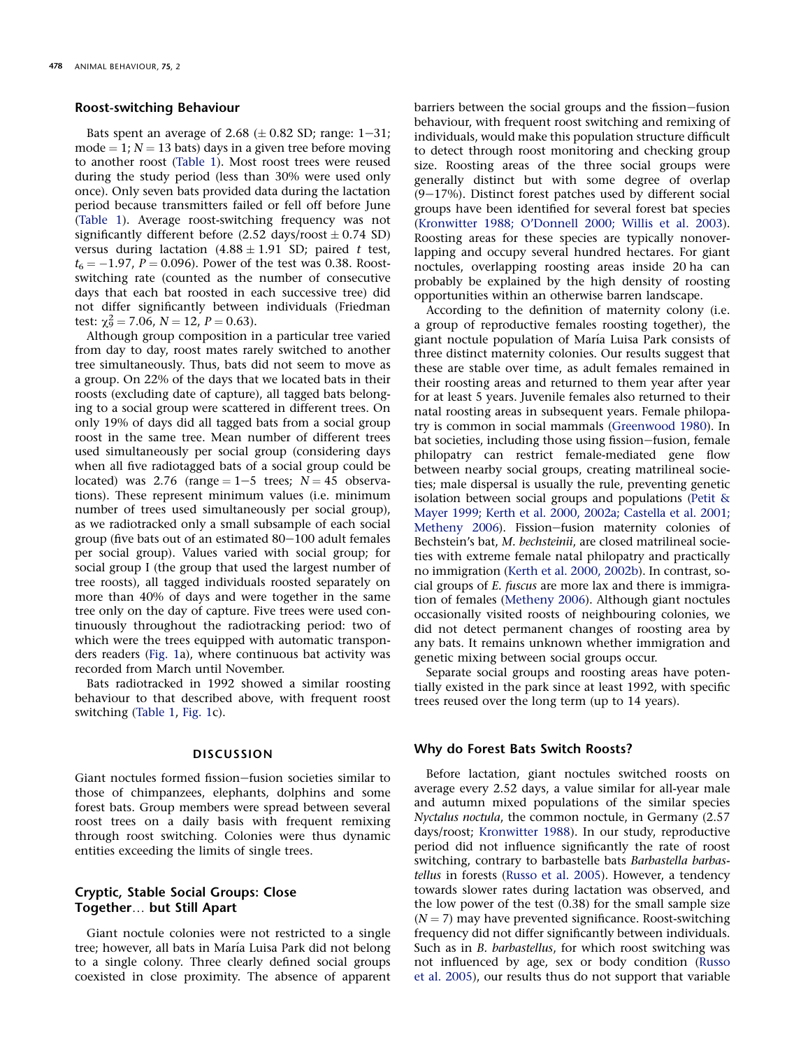## Roost-switching Behaviour

Bats spent an average of 2.68 ($\pm$ 0.82 SD; range: 1–31; mode = 1; $N = 13$ bats) days in a given tree before moving to another roost (Table 1). Most roost trees were reused during the study period (less than 30% were used only once). Only seven bats provided data during the lactation period because transmitters failed or fell off before June (Table 1). Average roost-switching frequency was not significantly different before (2.52 days/roost $\pm$ 0.74 SD) versus during lactation (4.88 $\pm$ 1.91 SD; paired $t$ test, $t_6 = -1.97$, $P = 0.096$). Power of the test was 0.38. Roost-switching rate (counted as the number of consecutive days that each bat roosted in each successive tree) did not differ significantly between individuals (Friedman test: $\chi^2_9 = 7.06$, $N = 12$, $P = 0.63$).

Although group composition in a particular tree varied from day to day, roost mates rarely switched to another tree simultaneously. Thus, bats did not seem to move as a group. On 22% of the days that we located bats in their roosts (excluding date of capture), all tagged bats belonging to a social group were scattered in different trees. On only 19% of days did all tagged bats from a social group roost in the same tree. Mean number of different trees used simultaneously per social group (considering days when all five radiotagged bats of a social group could be located) was 2.76 (range = 1–5 trees; $N = 45$ observations). These represent minimum values (i.e. minimum number of trees used simultaneously per social group), as we radiotracked only a small subsample of each social group (five bats out of an estimated 80–100 adult females per social group). Values varied with social group; for social group I (the group that used the largest number of tree roosts), all tagged individuals roosted separately on more than 40% of days and were together in the same tree only on the day of capture. Five trees were used continuously throughout the radiotracking period: two of which were the trees equipped with automatic transponders readers (Fig. 1a), where continuous bat activity was recorded from March until November.

Bats radiotracked in 1992 showed a similar roosting behaviour to that described above, with frequent roost switching (Table 1, Fig. 1c).

# DISCUSSION

Giant noctules formed fission–fusion societies similar to those of chimpanzees, elephants, dolphins and some forest bats. Group members were spread between several roost trees on a daily basis with frequent remixing through roost switching. Colonies were thus dynamic entities exceeding the limits of single trees.

## Cryptic, Stable Social Groups: Close Together… but Still Apart

Giant noctule colonies were not restricted to a single tree; however, all bats in María Luisa Park did not belong to a single colony. Three clearly defined social groups coexisted in close proximity. The absence of apparent barriers between the social groups and the fission–fusion behaviour, with frequent roost switching and remixing of individuals, would make this population structure difficult to detect through roost monitoring and checking group size. Roosting areas of the three social groups were generally distinct but with some degree of overlap (9–17%). Distinct forest patches used by different social groups have been identified for several forest bat species (Kronwitter 1988; O'Donnell 2000; Willis et al. 2003). Roosting areas for these species are typically nonoverlapping and occupy several hundred hectares. For giant noctules, overlapping roosting areas inside 20 ha can probably be explained by the high density of roosting opportunities within an otherwise barren landscape.

According to the definition of maternity colony (i.e. a group of reproductive females roosting together), the giant noctule population of María Luisa Park consists of three distinct maternity colonies. Our results suggest that these are stable over time, as adult females remained in their roosting areas and returned to them year after year for at least 5 years. Juvenile females also returned to their natal roosting areas in subsequent years. Female philopatry is common in social mammals (Greenwood 1980). In bat societies, including those using fission–fusion, female philopatry can restrict female-mediated gene flow between nearby social groups, creating matrilineal societies; male dispersal is usually the rule, preventing genetic isolation between social groups and populations (Petit & Mayer 1999; Kerth et al. 2000, 2002a; Castella et al. 2001; Metheny 2006). Fission–fusion maternity colonies of Bechstein's bat, *M. bechsteinii*, are closed matrilineal societies with extreme female natal philopatry and practically no immigration (Kerth et al. 2000, 2002b). In contrast, social groups of *E. fuscus* are more lax and there is immigration of females (Metheny 2006). Although giant noctules occasionally visited roosts of neighbouring colonies, we did not detect permanent changes of roosting area by any bats. It remains unknown whether immigration and genetic mixing between social groups occur.

Separate social groups and roosting areas have potentially existed in the park since at least 1992, with specific trees reused over the long term (up to 14 years).

## Why do Forest Bats Switch Roosts?

Before lactation, giant noctules switched roosts on average every 2.52 days, a value similar for all-year male and autumn mixed populations of the similar species *Nyctalus noctula*, the common noctule, in Germany (2.57 days/roost; Kronwitter 1988). In our study, reproductive period did not influence significantly the rate of roost switching, contrary to barbastelle bats *Barbastella barbastellus* in forests (Russo et al. 2005). However, a tendency towards slower rates during lactation was observed, and the low power of the test (0.38) for the small sample size ($N = 7$) may have prevented significance. Roost-switching frequency did not differ significantly between individuals. Such as in *B. barbastellus*, for which roost switching was not influenced by age, sex or body condition (Russo et al. 2005), our results thus do not support that variable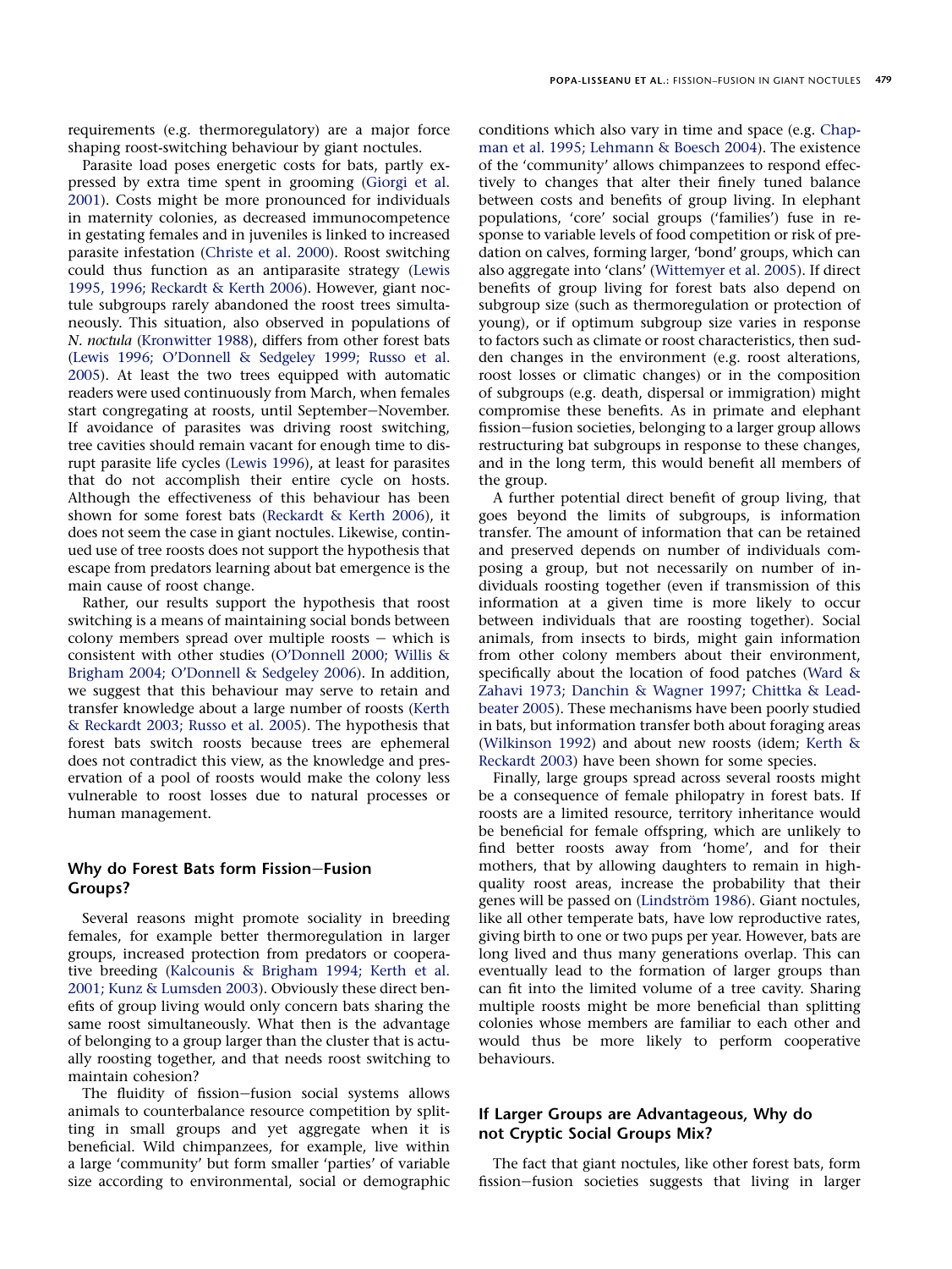requirements (e.g. thermoregulatory) are a major force shaping roost-switching behaviour by giant noctules.

Parasite load poses energetic costs for bats, partly expressed by extra time spent in grooming (Giorgi et al. 2001). Costs might be more pronounced for individuals in maternity colonies, as decreased immunocompetence in gestating females and in juveniles is linked to increased parasite infestation (Christe et al. 2000). Roost switching could thus function as an antiparasite strategy (Lewis 1995, 1996; Reckardt & Kerth 2006). However, giant noctule subgroups rarely abandoned the roost trees simultaneously. This situation, also observed in populations of *N. noctula* (Kronwitter 1988), differs from other forest bats (Lewis 1996; O'Donnell & Sedgeley 1999; Russo et al. 2005). At least the two trees equipped with automatic readers were used continuously from March, when females start congregating at roosts, until September–November. If avoidance of parasites was driving roost switching, tree cavities should remain vacant for enough time to disrupt parasite life cycles (Lewis 1996), at least for parasites that do not accomplish their entire cycle on hosts. Although the effectiveness of this behaviour has been shown for some forest bats (Reckardt & Kerth 2006), it does not seem the case in giant noctules. Likewise, continued use of tree roosts does not support the hypothesis that escape from predators learning about bat emergence is the main cause of roost change.

Rather, our results support the hypothesis that roost switching is a means of maintaining social bonds between colony members spread over multiple roosts – which is consistent with other studies (O'Donnell 2000; Willis & Brigham 2004; O'Donnell & Sedgeley 2006). In addition, we suggest that this behaviour may serve to retain and transfer knowledge about a large number of roosts (Kerth & Reckardt 2003; Russo et al. 2005). The hypothesis that forest bats switch roosts because trees are ephemeral does not contradict this view, as the knowledge and preservation of a pool of roosts would make the colony less vulnerable to roost losses due to natural processes or human management.

## Why do Forest Bats form Fission–Fusion Groups?

Several reasons might promote sociality in breeding females, for example better thermoregulation in larger groups, increased protection from predators or cooperative breeding (Kalcounis & Brigham 1994; Kerth et al. 2001; Kunz & Lumsden 2003). Obviously these direct benefits of group living would only concern bats sharing the same roost simultaneously. What then is the advantage of belonging to a group larger than the cluster that is actually roosting together, and that needs roost switching to maintain cohesion?

The fluidity of fission–fusion social systems allows animals to counterbalance resource competition by splitting in small groups and yet aggregate when it is beneficial. Wild chimpanzees, for example, live within a large 'community' but form smaller 'parties' of variable size according to environmental, social or demographic conditions which also vary in time and space (e.g. Chapman et al. 1995; Lehmann & Boesch 2004). The existence of the 'community' allows chimpanzees to respond effectively to changes that alter their finely tuned balance between costs and benefits of group living. In elephant populations, 'core' social groups ('families') fuse in response to variable levels of food competition or risk of predation on calves, forming larger, 'bond' groups, which can also aggregate into 'clans' (Wittemyer et al. 2005). If direct benefits of group living for forest bats also depend on subgroup size (such as thermoregulation or protection of young), or if optimum subgroup size varies in response to factors such as climate or roost characteristics, then sudden changes in the environment (e.g. roost alterations, roost losses or climatic changes) or in the composition of subgroups (e.g. death, dispersal or immigration) might compromise these benefits. As in primate and elephant fission–fusion societies, belonging to a larger group allows restructuring bat subgroups in response to these changes, and in the long term, this would benefit all members of the group.

A further potential direct benefit of group living, that goes beyond the limits of subgroups, is information transfer. The amount of information that can be retained and preserved depends on number of individuals composing a group, but not necessarily on number of individuals roosting together (even if transmission of this information at a given time is more likely to occur between individuals that are roosting together). Social animals, from insects to birds, might gain information from other colony members about their environment, specifically about the location of food patches (Ward & Zahavi 1973; Danchin & Wagner 1997; Chittka & Leadbeater 2005). These mechanisms have been poorly studied in bats, but information transfer both about foraging areas (Wilkinson 1992) and about new roosts (idem; Kerth & Reckardt 2003) have been shown for some species.

Finally, large groups spread across several roosts might be a consequence of female philopatry in forest bats. If roosts are a limited resource, territory inheritance would be beneficial for female offspring, which are unlikely to find better roosts away from 'home', and for their mothers, that by allowing daughters to remain in high-quality roost areas, increase the probability that their genes will be passed on (Lindström 1986). Giant noctules, like all other temperate bats, have low reproductive rates, giving birth to one or two pups per year. However, bats are long lived and thus many generations overlap. This can eventually lead to the formation of larger groups than can fit into the limited volume of a tree cavity. Sharing multiple roosts might be more beneficial than splitting colonies whose members are familiar to each other and would thus be more likely to perform cooperative behaviours.

## If Larger Groups are Advantageous, Why do not Cryptic Social Groups Mix?

The fact that giant noctules, like other forest bats, form fission–fusion societies suggests that living in larger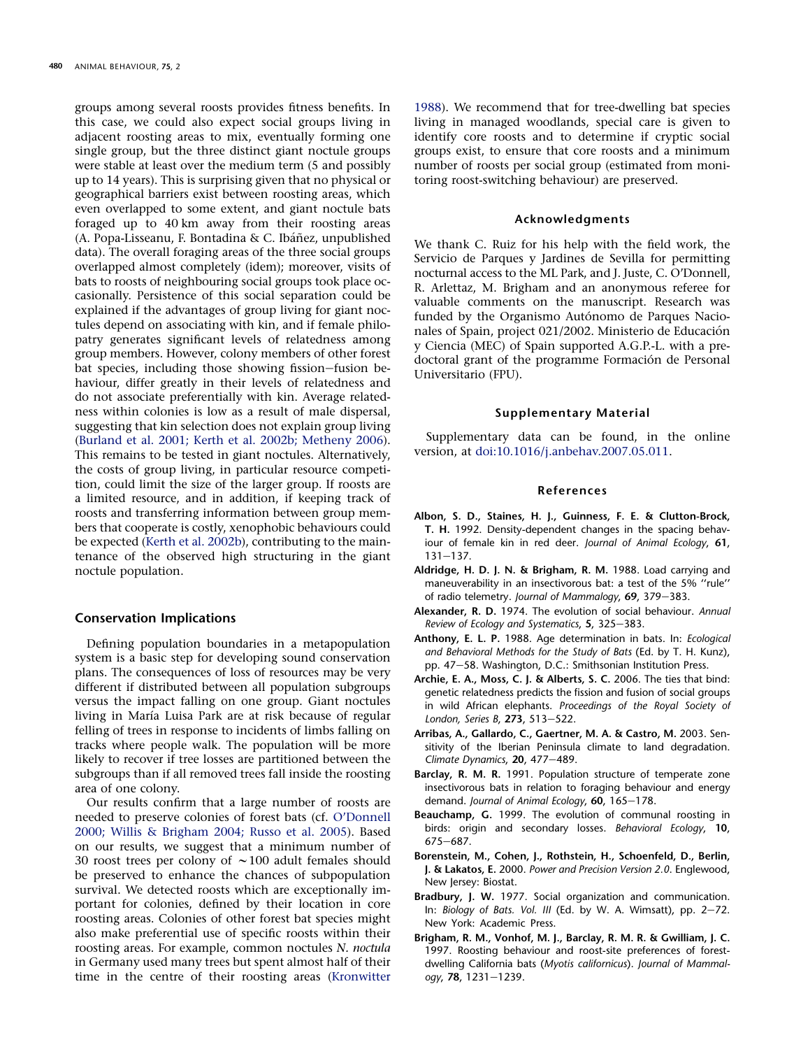groups among several roosts provides fitness benefits. In this case, we could also expect social groups living in adjacent roosting areas to mix, eventually forming one single group, but the three distinct giant noctule groups were stable at least over the medium term (5 and possibly up to 14 years). This is surprising given that no physical or geographical barriers exist between roosting areas, which even overlapped to some extent, and giant noctule bats foraged up to 40 km away from their roosting areas (A. Popa-Lisseanu, F. Bontadina & C. Ibáñez, unpublished data). The overall foraging areas of the three social groups overlapped almost completely (idem); moreover, visits of bats to roosts of neighbouring social groups took place occasionally. Persistence of this social separation could be explained if the advantages of group living for giant noctules depend on associating with kin, and if female philopatry generates significant levels of relatedness among group members. However, colony members of other forest bat species, including those showing fission–fusion behaviour, differ greatly in their levels of relatedness and do not associate preferentially with kin. Average relatedness within colonies is low as a result of male dispersal, suggesting that kin selection does not explain group living (Burland et al. 2001; Kerth et al. 2002b; Metheny 2006). This remains to be tested in giant noctules. Alternatively, the costs of group living, in particular resource competition, could limit the size of the larger group. If roosts are a limited resource, and in addition, if keeping track of roosts and transferring information between group members that cooperate is costly, xenophobic behaviours could be expected (Kerth et al. 2002b), contributing to the maintenance of the observed high structuring in the giant noctule population.

## Conservation Implications

Defining population boundaries in a metapopulation system is a basic step for developing sound conservation plans. The consequences of loss of resources may be very different if distributed between all population subgroups versus the impact falling on one group. Giant noctules living in María Luisa Park are at risk because of regular felling of trees in response to incidents of limbs falling on tracks where people walk. The population will be more likely to recover if tree losses are partitioned between the subgroups than if all removed trees fall inside the roosting area of one colony.

Our results confirm that a large number of roosts are needed to preserve colonies of forest bats (cf. O'Donnell 2000; Willis & Brigham 2004; Russo et al. 2005). Based on our results, we suggest that a minimum number of 30 roost trees per colony of ~100 adult females should be preserved to enhance the chances of subpopulation survival. We detected roosts which are exceptionally important for colonies, defined by their location in core roosting areas. Colonies of other forest bat species might also make preferential use of specific roosts within their roosting areas. For example, common noctules *N. noctula* in Germany used many trees but spent almost half of their time in the centre of their roosting areas (Kronwitter 1988). We recommend that for tree-dwelling bat species living in managed woodlands, special care is given to identify core roosts and to determine if cryptic social groups exist, to ensure that core roosts and a minimum number of roosts per social group (estimated from monitoring roost-switching behaviour) are preserved.

## Acknowledgments

We thank C. Ruiz for his help with the field work, the Servicio de Parques y Jardines de Sevilla for permitting nocturnal access to the ML Park, and J. Juste, C. O'Donnell, R. Arlettaz, M. Brigham and an anonymous referee for valuable comments on the manuscript. Research was funded by the Organismo Autónomo de Parques Nacionales of Spain, project 021/2002. Ministerio de Educación y Ciencia (MEC) of Spain supported A.G.P.-L. with a predoctoral grant of the programme Formación de Personal Universitario (FPU).

## Supplementary Material

Supplementary data can be found, in the online version, at doi:10.1016/j.anbehav.2007.05.011.

## References

**Albon, S. D., Staines, H. J., Guinness, F. E. & Clutton-Brock, T. H.** 1992. Density-dependent changes in the spacing behaviour of female kin in red deer. *Journal of Animal Ecology*, **61**, 131–137.

**Aldridge, H. D. J. N. & Brigham, R. M.** 1988. Load carrying and maneuverability in an insectivorous bat: a test of the 5% ''rule'' of radio telemetry. *Journal of Mammalogy*, **69**, 379–383.

**Alexander, R. D.** 1974. The evolution of social behaviour. *Annual Review of Ecology and Systematics*, **5**, 325–383.

**Anthony, E. L. P.** 1988. Age determination in bats. In: *Ecological and Behavioral Methods for the Study of Bats* (Ed. by T. H. Kunz), pp. 47–58. Washington, D.C.: Smithsonian Institution Press.

**Archie, E. A., Moss, C. J. & Alberts, S. C.** 2006. The ties that bind: genetic relatedness predicts the fission and fusion of social groups in wild African elephants. *Proceedings of the Royal Society of London, Series B*, **273**, 513–522.

**Arribas, A., Gallardo, C., Gaertner, M. A. & Castro, M.** 2003. Sensitivity of the Iberian Peninsula climate to land degradation. *Climate Dynamics*, **20**, 477–489.

**Barclay, R. M. R.** 1991. Population structure of temperate zone insectivorous bats in relation to foraging behaviour and energy demand. *Journal of Animal Ecology*, **60**, 165–178.

**Beauchamp, G.** 1999. The evolution of communal roosting in birds: origin and secondary losses. *Behavioral Ecology*, **10**, 675–687.

**Borenstein, M., Cohen, J., Rothstein, H., Schoenfeld, D., Berlin, J. & Lakatos, E.** 2000. *Power and Precision Version 2.0*. Englewood, New Jersey: Biostat.

**Bradbury, J. W.** 1977. Social organization and communication. In: *Biology of Bats. Vol. III* (Ed. by W. A. Wimsatt), pp. 2–72. New York: Academic Press.

**Brigham, R. M., Vonhof, M. J., Barclay, R. M. R. & Gwilliam, J. C.** 1997. Roosting behaviour and roost-site preferences of forest-dwelling California bats (*Myotis californicus*). *Journal of Mammalogy*, **78**, 1231–1239.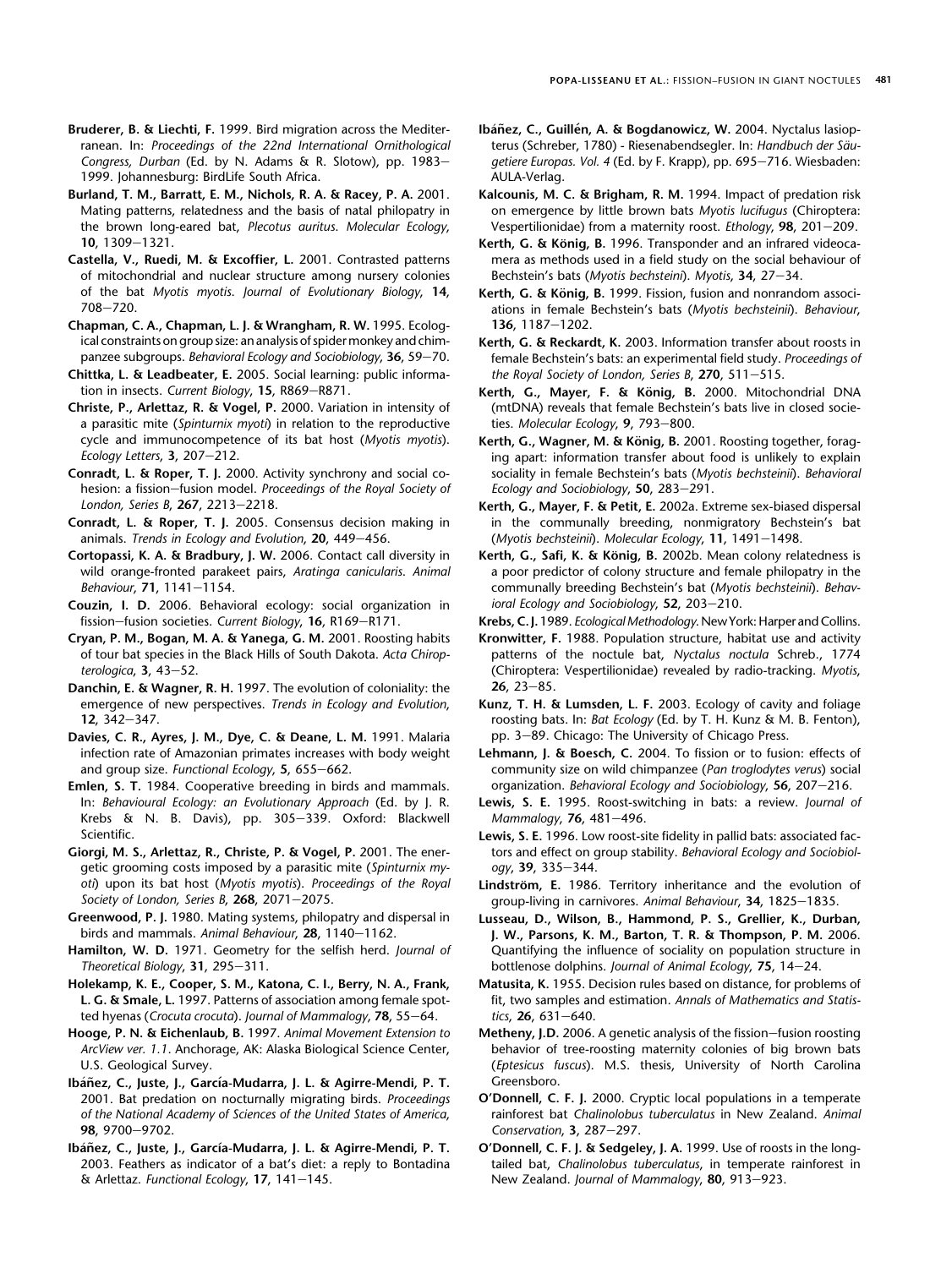**Bruderer, B. & Liechti, F.** 1999. Bird migration across the Mediterranean. In: *Proceedings of the 22nd International Ornithological Congress, Durban* (Ed. by N. Adams & R. Slotow), pp. 1983–1999. Johannesburg: BirdLife South Africa.

**Burland, T. M., Barratt, E. M., Nichols, R. A. & Racey, P. A.** 2001. Mating patterns, relatedness and the basis of natal philopatry in the brown long-eared bat, *Plecotus auritus*. *Molecular Ecology*, **10**, 1309–1321.

**Castella, V., Ruedi, M. & Excoffier, L.** 2001. Contrasted patterns of mitochondrial and nuclear structure among nursery colonies of the bat *Myotis myotis*. *Journal of Evolutionary Biology*, **14**, 708–720.

**Chapman, C. A., Chapman, L. J. & Wrangham, R. W.** 1995. Ecological constraints on group size: an analysis of spider monkey and chimpanzee subgroups. *Behavioral Ecology and Sociobiology*, **36**, 59–70.

**Chittka, L. & Leadbeater, E.** 2005. Social learning: public information in insects. *Current Biology*, **15**, R869–R871.

**Christe, P., Arlettaz, R. & Vogel, P.** 2000. Variation in intensity of a parasitic mite (*Spinturnix myoti*) in relation to the reproductive cycle and immunocompetence of its bat host (*Myotis myotis*). *Ecology Letters*, **3**, 207–212.

**Conradt, L. & Roper, T. J.** 2000. Activity synchrony and social cohesion: a fission–fusion model. *Proceedings of the Royal Society of London, Series B*, **267**, 2213–2218.

**Conradt, L. & Roper, T. J.** 2005. Consensus decision making in animals. *Trends in Ecology and Evolution*, **20**, 449–456.

**Cortopassi, K. A. & Bradbury, J. W.** 2006. Contact call diversity in wild orange-fronted parakeet pairs, *Aratinga canicularis*. *Animal Behaviour*, **71**, 1141–1154.

**Couzin, I. D.** 2006. Behavioral ecology: social organization in fission–fusion societies. *Current Biology*, **16**, R169–R171.

**Cryan, P. M., Bogan, M. A. & Yanega, G. M.** 2001. Roosting habits of tour bat species in the Black Hills of South Dakota. *Acta Chiropterologica*, **3**, 43–52.

**Danchin, E. & Wagner, R. H.** 1997. The evolution of coloniality: the emergence of new perspectives. *Trends in Ecology and Evolution*, **12**, 342–347.

**Davies, C. R., Ayres, J. M., Dye, C. & Deane, L. M.** 1991. Malaria infection rate of Amazonian primates increases with body weight and group size. *Functional Ecology*, **5**, 655–662.

**Emlen, S. T.** 1984. Cooperative breeding in birds and mammals. In: *Behavioural Ecology: an Evolutionary Approach* (Ed. by J. R. Krebs & N. B. Davis), pp. 305–339. Oxford: Blackwell Scientific.

**Giorgi, M. S., Arlettaz, R., Christe, P. & Vogel, P.** 2001. The energetic grooming costs imposed by a parasitic mite (*Spinturnix myoti*) upon its bat host (*Myotis myotis*). *Proceedings of the Royal Society of London, Series B*, **268**, 2071–2075.

**Greenwood, P. J.** 1980. Mating systems, philopatry and dispersal in birds and mammals. *Animal Behaviour*, **28**, 1140–1162.

**Hamilton, W. D.** 1971. Geometry for the selfish herd. *Journal of Theoretical Biology*, **31**, 295–311.

**Holekamp, K. E., Cooper, S. M., Katona, C. I., Berry, N. A., Frank, L. G. & Smale, L.** 1997. Patterns of association among female spotted hyenas (*Crocuta crocuta*). *Journal of Mammalogy*, **78**, 55–64.

**Hooge, P. N. & Eichenlaub, B.** 1997. *Animal Movement Extension to ArcView ver. 1.1*. Anchorage, AK: Alaska Biological Science Center, U.S. Geological Survey.

**Ibáñez, C., Juste, J., García-Mudarra, J. L. & Agirre-Mendi, P. T.** 2001. Bat predation on nocturnally migrating birds. *Proceedings of the National Academy of Sciences of the United States of America*, **98**, 9700–9702.

**Ibáñez, C., Juste, J., García-Mudarra, J. L. & Agirre-Mendi, P. T.** 2003. Feathers as indicator of a bat's diet: a reply to Bontadina & Arlettaz. *Functional Ecology*, **17**, 141–145.

**Ibáñez, C., Guillén, A. & Bogdanowicz, W.** 2004. Nyctalus lasiopterus (Schreber, 1780) - Riesenabendsegler. In: *Handbuch der Säugetiere Europas. Vol. 4* (Ed. by F. Krapp), pp. 695–716. Wiesbaden: AULA-Verlag.

**Kalcounis, M. C. & Brigham, R. M.** 1994. Impact of predation risk on emergence by little brown bats *Myotis lucifugus* (Chiroptera: Vespertilionidae) from a maternity roost. *Ethology*, **98**, 201–209.

**Kerth, G. & König, B.** 1996. Transponder and an infrared videocamera as methods used in a field study on the social behaviour of Bechstein's bats (*Myotis bechsteini*). *Myotis*, **34**, 27–34.

**Kerth, G. & König, B.** 1999. Fission, fusion and nonrandom associations in female Bechstein's bats (*Myotis bechsteinii*). *Behaviour*, **136**, 1187–1202.

**Kerth, G. & Reckardt, K.** 2003. Information transfer about roosts in female Bechstein's bats: an experimental field study. *Proceedings of the Royal Society of London, Series B*, **270**, 511–515.

**Kerth, G., Mayer, F. & König, B.** 2000. Mitochondrial DNA (mtDNA) reveals that female Bechstein's bats live in closed societies. *Molecular Ecology*, **9**, 793–800.

**Kerth, G., Wagner, M. & König, B.** 2001. Roosting together, foraging apart: information transfer about food is unlikely to explain sociality in female Bechstein's bats (*Myotis bechsteinii*). *Behavioral Ecology and Sociobiology*, **50**, 283–291.

**Kerth, G., Mayer, F. & Petit, E.** 2002a. Extreme sex-biased dispersal in the communally breeding, nonmigratory Bechstein's bat (*Myotis bechsteinii*). *Molecular Ecology*, **11**, 1491–1498.

**Kerth, G., Safi, K. & König, B.** 2002b. Mean colony relatedness is a poor predictor of colony structure and female philopatry in the communally breeding Bechstein's bat (*Myotis bechsteinii*). *Behavioral Ecology and Sociobiology*, **52**, 203–210.

**Krebs, C. J.** 1989. *Ecological Methodology*. New York: Harper and Collins.

**Kronwitter, F.** 1988. Population structure, habitat use and activity patterns of the noctule bat, *Nyctalus noctula* Schreb., 1774 (Chiroptera: Vespertilionidae) revealed by radio-tracking. *Myotis*, **26**, 23–85.

**Kunz, T. H. & Lumsden, L. F.** 2003. Ecology of cavity and foliage roosting bats. In: *Bat Ecology* (Ed. by T. H. Kunz & M. B. Fenton), pp. 3–89. Chicago: The University of Chicago Press.

**Lehmann, J. & Boesch, C.** 2004. To fission or to fusion: effects of community size on wild chimpanzee (*Pan troglodytes verus*) social organization. *Behavioral Ecology and Sociobiology*, **56**, 207–216.

**Lewis, S. E.** 1995. Roost-switching in bats: a review. *Journal of Mammalogy*, **76**, 481–496.

**Lewis, S. E.** 1996. Low roost-site fidelity in pallid bats: associated factors and effect on group stability. *Behavioral Ecology and Sociobiology*, **39**, 335–344.

**Lindström, E.** 1986. Territory inheritance and the evolution of group-living in carnivores. *Animal Behaviour*, **34**, 1825–1835.

**Lusseau, D., Wilson, B., Hammond, P. S., Grellier, K., Durban, J. W., Parsons, K. M., Barton, T. R. & Thompson, P. M.** 2006. Quantifying the influence of sociality on population structure in bottlenose dolphins. *Journal of Animal Ecology*, **75**, 14–24.

**Matusita, K.** 1955. Decision rules based on distance, for problems of fit, two samples and estimation. *Annals of Mathematics and Statistics*, **26**, 631–640.

**Metheny, J.D.** 2006. A genetic analysis of the fission–fusion roosting behavior of tree-roosting maternity colonies of big brown bats (*Eptesicus fuscus*). M.S. thesis, University of North Carolina Greensboro.

**O'Donnell, C. F. J.** 2000. Cryptic local populations in a temperate rainforest bat *Chalinolobus tuberculatus* in New Zealand. *Animal Conservation*, **3**, 287–297.

**O'Donnell, C. F. J. & Sedgeley, J. A.** 1999. Use of roosts in the long-tailed bat, *Chalinolobus tuberculatus*, in temperate rainforest in New Zealand. *Journal of Mammalogy*, **80**, 913–923.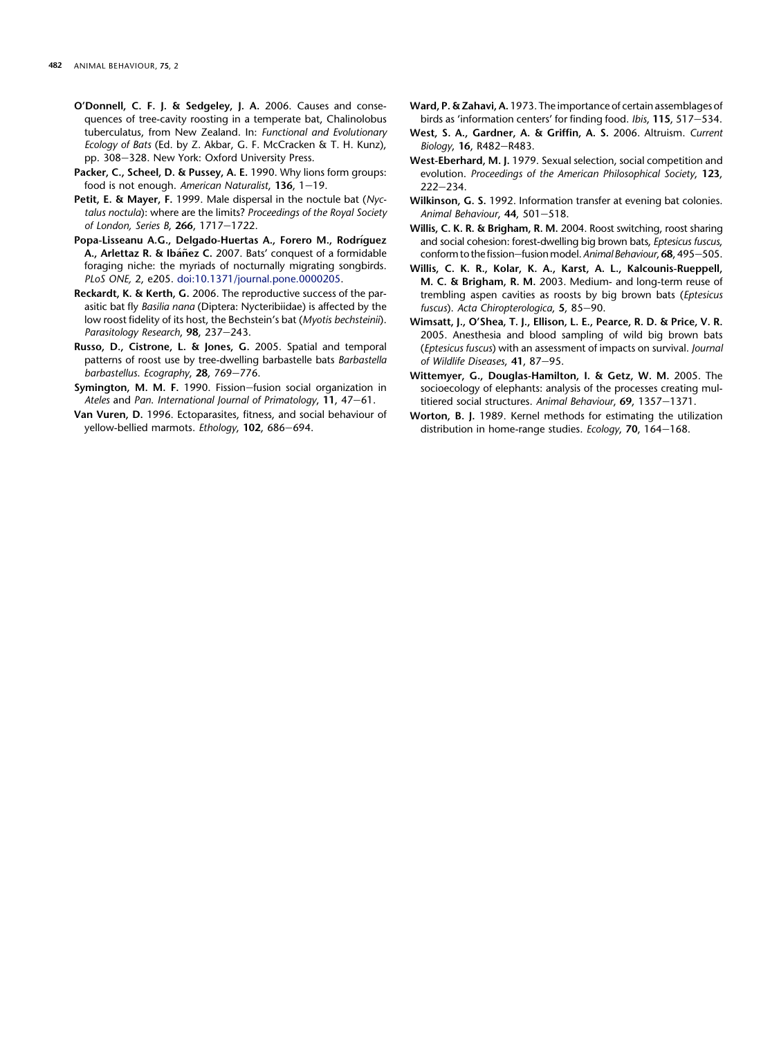**O'Donnell, C. F. J. & Sedgeley, J. A.** 2006. Causes and consequences of tree-cavity roosting in a temperate bat, Chalinolobus tuberculatus, from New Zealand. In: *Functional and Evolutionary Ecology of Bats* (Ed. by Z. Akbar, G. F. McCracken & T. H. Kunz), pp. 308–328. New York: Oxford University Press.

**Packer, C., Scheel, D. & Pussey, A. E.** 1990. Why lions form groups: food is not enough. *American Naturalist*, **136**, 1–19.

**Petit, E. & Mayer, F.** 1999. Male dispersal in the noctule bat (*Nyctalus noctula*): where are the limits? *Proceedings of the Royal Society of London, Series B*, **266**, 1717–1722.

**Popa-Lisseanu A.G., Delgado-Huertas A., Forero M., Rodríguez A., Arlettaz R. & Ibáñez C.** 2007. Bats' conquest of a formidable foraging niche: the myriads of nocturnally migrating songbirds. *PLoS ONE*, 2, e205. doi:10.1371/journal.pone.0000205.

**Reckardt, K. & Kerth, G.** 2006. The reproductive success of the parasitic bat fly *Basilia nana* (Diptera: Nycteribiidae) is affected by the low roost fidelity of its host, the Bechstein's bat (*Myotis bechsteinii*). *Parasitology Research*, **98**, 237–243.

**Russo, D., Cistrone, L. & Jones, G.** 2005. Spatial and temporal patterns of roost use by tree-dwelling barbastelle bats *Barbastella barbastellus*. *Ecography*, **28**, 769–776.

**Symington, M. M. F.** 1990. Fission–fusion social organization in *Ateles* and *Pan*. *International Journal of Primatology*, **11**, 47–61.

**Van Vuren, D.** 1996. Ectoparasites, fitness, and social behaviour of yellow-bellied marmots. *Ethology*, **102**, 686–694.

**Ward, P. & Zahavi, A.** 1973. The importance of certain assemblages of birds as 'information centers' for finding food. *Ibis*, **115**, 517–534.

**West, S. A., Gardner, A. & Griffin, A. S.** 2006. Altruism. *Current Biology*, **16**, R482–R483.

**West-Eberhard, M. J.** 1979. Sexual selection, social competition and evolution. *Proceedings of the American Philosophical Society*, **123**, 222–234.

**Wilkinson, G. S.** 1992. Information transfer at evening bat colonies. *Animal Behaviour*, **44**, 501–518.

**Willis, C. K. R. & Brigham, R. M.** 2004. Roost switching, roost sharing and social cohesion: forest-dwelling big brown bats, *Eptesicus fuscus*, conform to the fission–fusion model. *Animal Behaviour*, **68**, 495–505.

**Willis, C. K. R., Kolar, K. A., Karst, A. L., Kalcounis-Rueppell, M. C. & Brigham, R. M.** 2003. Medium- and long-term reuse of trembling aspen cavities as roosts by big brown bats (*Eptesicus fuscus*). *Acta Chiropterologica*, **5**, 85–90.

**Wimsatt, J., O'Shea, T. J., Ellison, L. E., Pearce, R. D. & Price, V. R.** 2005. Anesthesia and blood sampling of wild big brown bats (*Eptesicus fuscus*) with an assessment of impacts on survival. *Journal of Wildlife Diseases*, **41**, 87–95.

**Wittemyer, G., Douglas-Hamilton, I. & Getz, W. M.** 2005. The socioecology of elephants: analysis of the processes creating multitiered social structures. *Animal Behaviour*, **69**, 1357–1371.

**Worton, B. J.** 1989. Kernel methods for estimating the utilization distribution in home-range studies. *Ecology*, **70**, 164–168.